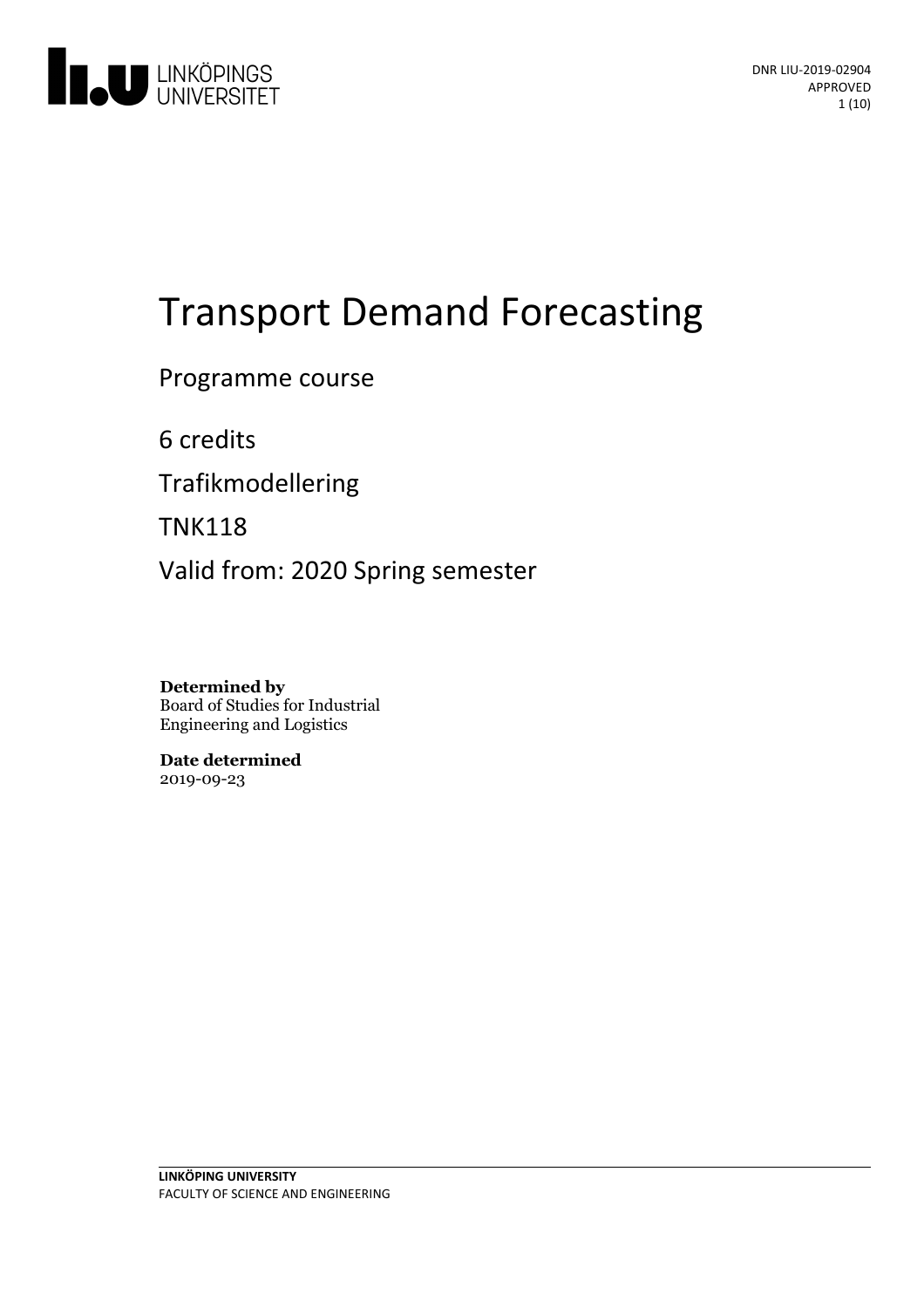LINKÖPINGS UNIVERSITET

DNR LIU-2019-02904
APPROVED

# Transport Demand Forecasting

Programme course

6 credits

Trafikmodellering

TNK118

Valid from: 2020 Spring semester

**Determined by**
Board of Studies for Industrial Engineering and Logistics

**Date determined**
2019-09-23

**LINKÖPING UNIVERSITY**
FACULTY OF SCIENCE AND ENGINEERING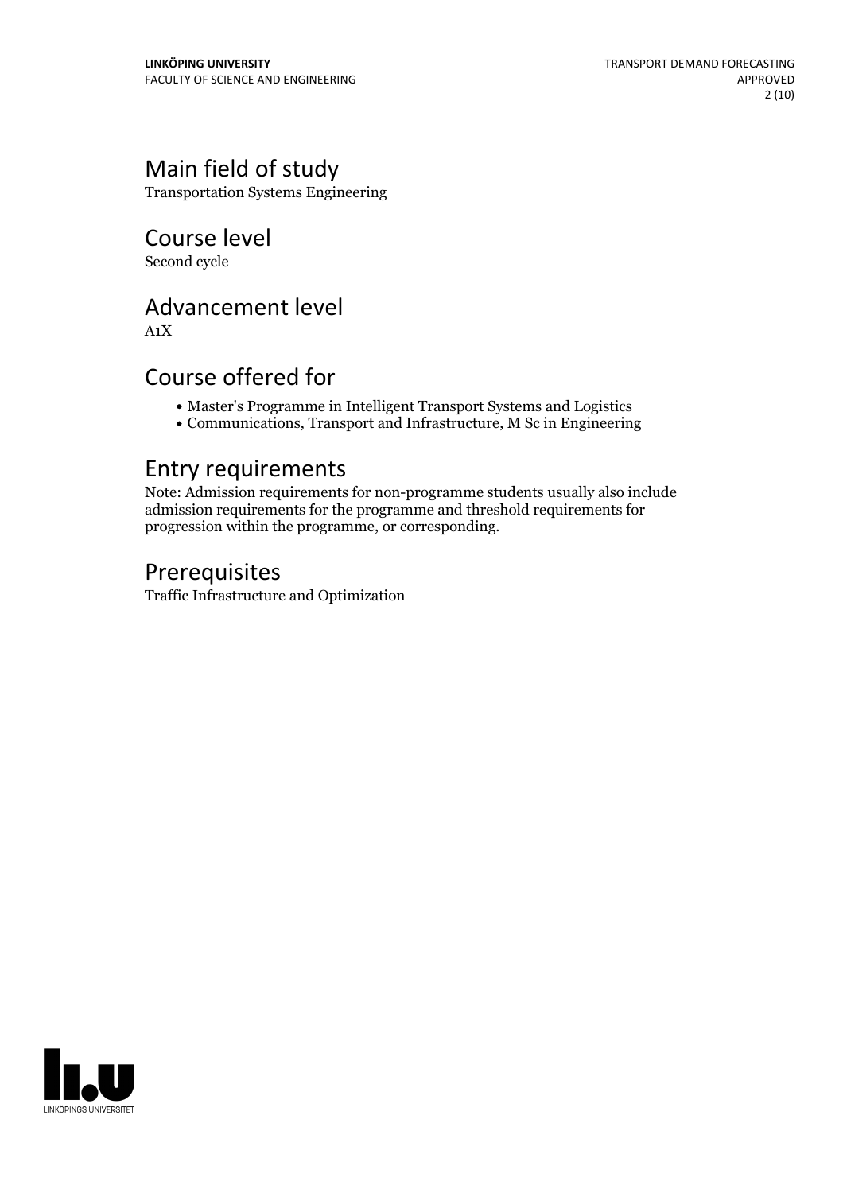## Main field of study

Transportation Systems Engineering

## Course level

Second cycle

## Advancement level

A1X

## Course offered for

- Master's Programme in Intelligent Transport Systems and Logistics
- Communications, Transport and Infrastructure, M Sc in Engineering

## Entry requirements

Note: Admission requirements for non-programme students usually also include admission requirements for the programme and threshold requirements for progression within the programme, or corresponding.

## Prerequisites

Traffic Infrastructure and Optimization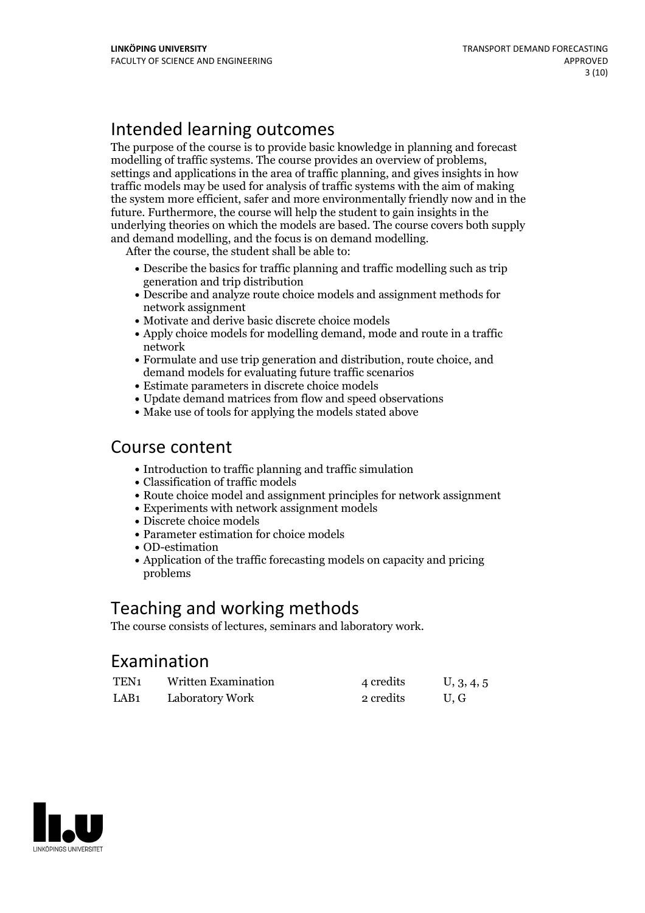## Intended learning outcomes

The purpose of the course is to provide basic knowledge in planning and forecast modelling of traffic systems. The course provides an overview of problems, settings and applications in the area of traffic planning, and gives insights in how traffic models may be used for analysis of traffic systems with the aim of making the system more efficient, safer and more environmentally friendly now and in the future. Furthermore, the course will help the student to gain insights in the underlying theories on which the models are based. The course covers both supply and demand modelling, and the focus is on demand modelling.

After the course, the student shall be able to:

- Describe the basics for traffic planning and traffic modelling such as trip generation and trip distribution
- Describe and analyze route choice models and assignment methods for network assignment
- Motivate and derive basic discrete choice models
- Apply choice models for modelling demand, mode and route in a traffic network
- Formulate and use trip generation and distribution, route choice, and demand models for evaluating future traffic scenarios
- Estimate parameters in discrete choice models
- Update demand matrices from flow and speed observations
- Make use of tools for applying the models stated above

## Course content

- Introduction to traffic planning and traffic simulation
- Classification of traffic models
- Route choice model and assignment principles for network assignment
- Experiments with network assignment models
- Discrete choice models
- Parameter estimation for choice models
- OD-estimation
- Application of the traffic forecasting models on capacity and pricing problems

## Teaching and working methods

The course consists of lectures, seminars and laboratory work.

## Examination

| | | | |
|---|---|---|---|
| TEN1 | Written Examination | 4 credits | U, 3, 4, 5 |
| LAB1 | Laboratory Work | 2 credits | U, G |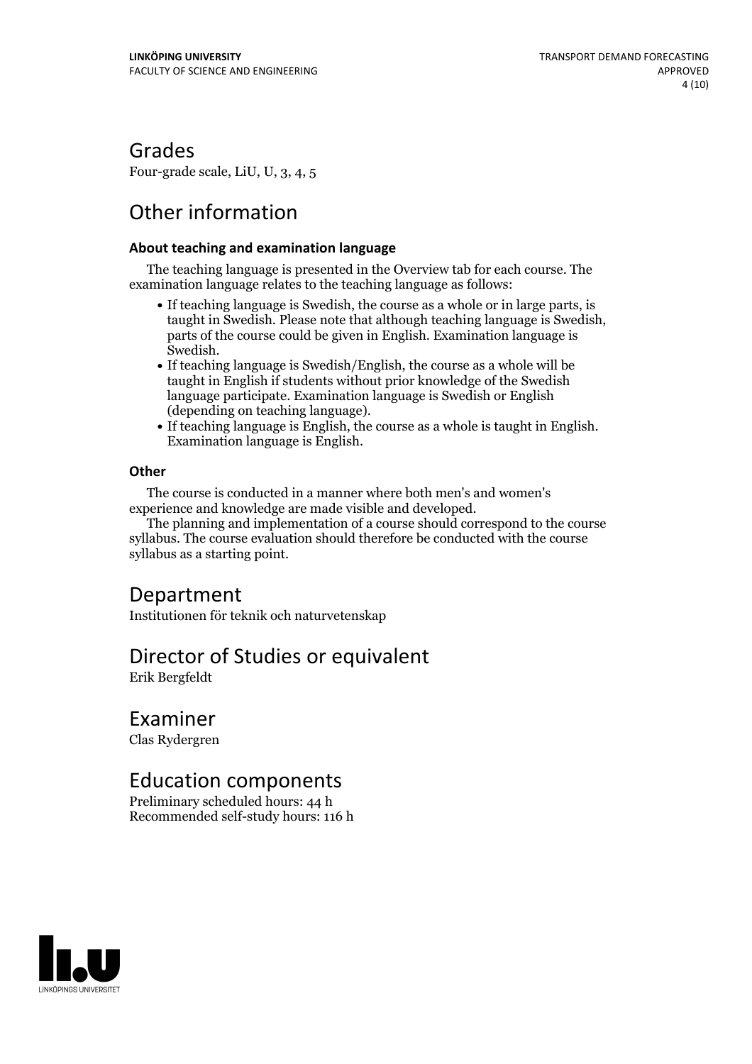## Grades

Four-grade scale, LiU, U, 3, 4, 5

## Other information

### About teaching and examination language

The teaching language is presented in the Overview tab for each course. The examination language relates to the teaching language as follows:

- If teaching language is Swedish, the course as a whole or in large parts, is taught in Swedish. Please note that although teaching language is Swedish, parts of the course could be given in English. Examination language is Swedish.
- If teaching language is Swedish/English, the course as a whole will be taught in English if students without prior knowledge of the Swedish language participate. Examination language is Swedish or English (depending on teaching language).
- If teaching language is English, the course as a whole is taught in English. Examination language is English.

### Other

The course is conducted in a manner where both men's and women's experience and knowledge are made visible and developed.

The planning and implementation of a course should correspond to the course syllabus. The course evaluation should therefore be conducted with the course syllabus as a starting point.

## Department

Institutionen för teknik och naturvetenskap

## Director of Studies or equivalent

Erik Bergfeldt

## Examiner

Clas Rydergren

## Education components

Preliminary scheduled hours: 44 h
Recommended self-study hours: 116 h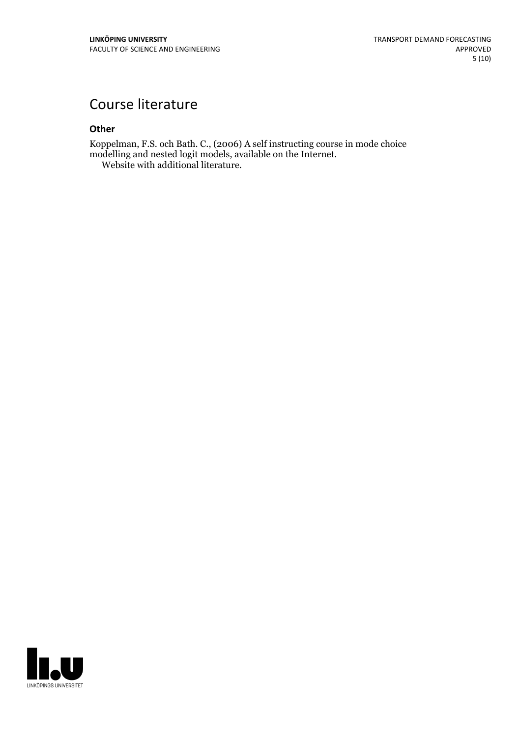# Course literature

### Other

Koppelman, F.S. och Bath. C., (2006) A self instructing course in mode choice modelling and nested logit models, available on the Internet.
Website with additional literature.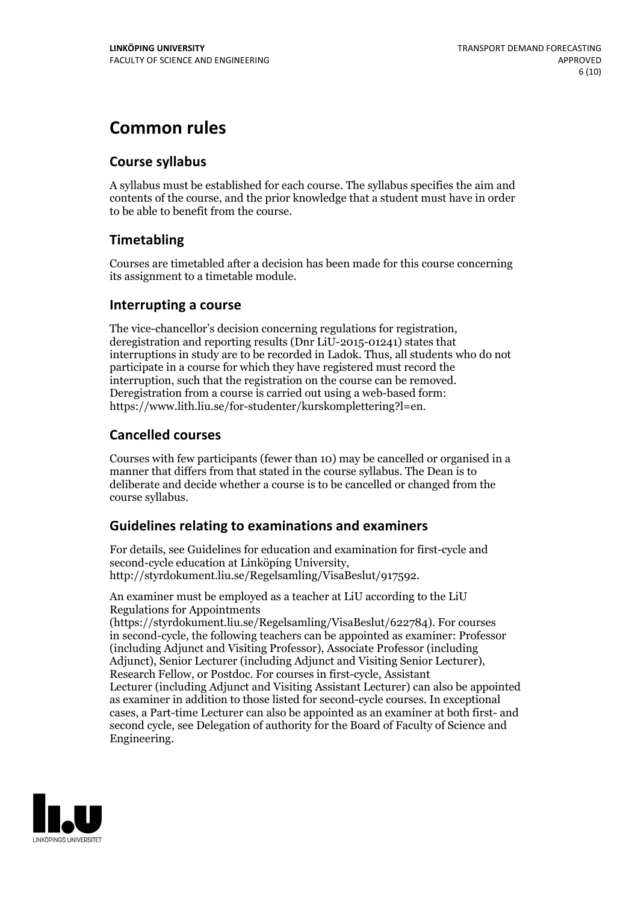# Common rules

## Course syllabus

A syllabus must be established for each course. The syllabus specifies the aim and contents of the course, and the prior knowledge that a student must have in order to be able to benefit from the course.

## Timetabling

Courses are timetabled after a decision has been made for this course concerning its assignment to a timetable module.

## Interrupting a course

The vice-chancellor's decision concerning regulations for registration, deregistration and reporting results (Dnr LiU-2015-01241) states that interruptions in study are to be recorded in Ladok. Thus, all students who do not participate in a course for which they have registered must record the interruption, such that the registration on the course can be removed. Deregistration from a course is carried out using a web-based form: https://www.lith.liu.se/for-studenter/kurskomplettering?l=en.

## Cancelled courses

Courses with few participants (fewer than 10) may be cancelled or organised in a manner that differs from that stated in the course syllabus. The Dean is to deliberate and decide whether a course is to be cancelled or changed from the course syllabus.

## Guidelines relating to examinations and examiners

For details, see Guidelines for education and examination for first-cycle and second-cycle education at Linköping University, http://styrdokument.liu.se/Regelsamling/VisaBeslut/917592.

An examiner must be employed as a teacher at LiU according to the LiU Regulations for Appointments (https://styrdokument.liu.se/Regelsamling/VisaBeslut/622784). For courses in second-cycle, the following teachers can be appointed as examiner: Professor (including Adjunct and Visiting Professor), Associate Professor (including Adjunct), Senior Lecturer (including Adjunct and Visiting Senior Lecturer), Research Fellow, or Postdoc. For courses in first-cycle, Assistant Lecturer (including Adjunct and Visiting Assistant Lecturer) can also be appointed as examiner in addition to those listed for second-cycle courses. In exceptional cases, a Part-time Lecturer can also be appointed as an examiner at both first- and second cycle, see Delegation of authority for the Board of Faculty of Science and Engineering.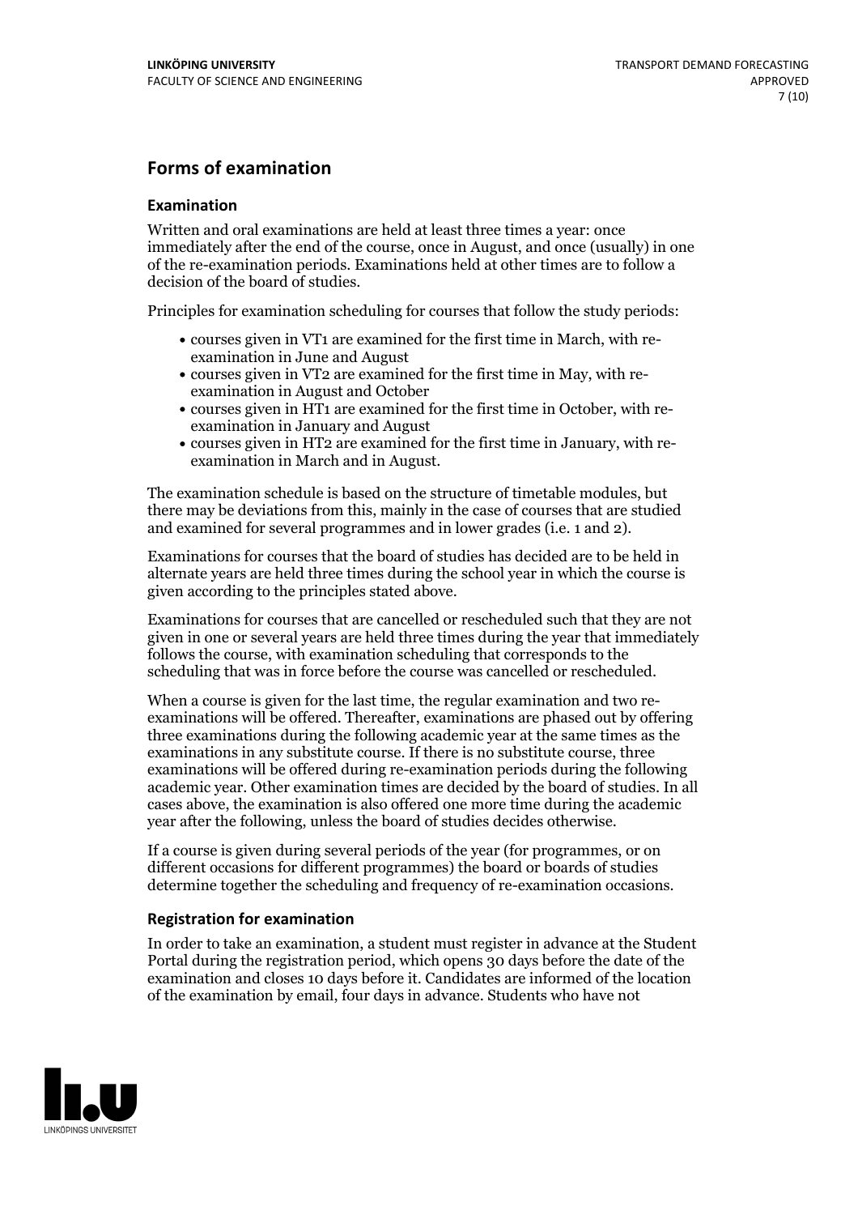## Forms of examination

### Examination

Written and oral examinations are held at least three times a year: once immediately after the end of the course, once in August, and once (usually) in one of the re-examination periods. Examinations held at other times are to follow a decision of the board of studies.

Principles for examination scheduling for courses that follow the study periods:

- courses given in VT1 are examined for the first time in March, with re-examination in June and August
- courses given in VT2 are examined for the first time in May, with re-examination in August and October
- courses given in HT1 are examined for the first time in October, with re-examination in January and August
- courses given in HT2 are examined for the first time in January, with re-examination in March and in August.

The examination schedule is based on the structure of timetable modules, but there may be deviations from this, mainly in the case of courses that are studied and examined for several programmes and in lower grades (i.e. 1 and 2).

Examinations for courses that the board of studies has decided are to be held in alternate years are held three times during the school year in which the course is given according to the principles stated above.

Examinations for courses that are cancelled or rescheduled such that they are not given in one or several years are held three times during the year that immediately follows the course, with examination scheduling that corresponds to the scheduling that was in force before the course was cancelled or rescheduled.

When a course is given for the last time, the regular examination and two re-examinations will be offered. Thereafter, examinations are phased out by offering three examinations during the following academic year at the same times as the examinations in any substitute course. If there is no substitute course, three examinations will be offered during re-examination periods during the following academic year. Other examination times are decided by the board of studies. In all cases above, the examination is also offered one more time during the academic year after the following, unless the board of studies decides otherwise.

If a course is given during several periods of the year (for programmes, or on different occasions for different programmes) the board or boards of studies determine together the scheduling and frequency of re-examination occasions.

### Registration for examination

In order to take an examination, a student must register in advance at the Student Portal during the registration period, which opens 30 days before the date of the examination and closes 10 days before it. Candidates are informed of the location of the examination by email, four days in advance. Students who have not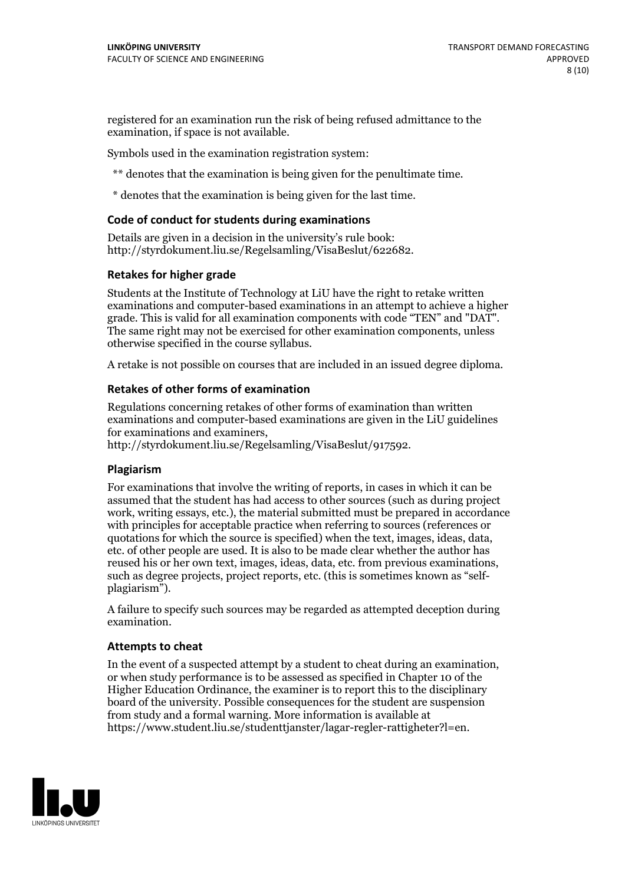registered for an examination run the risk of being refused admittance to the examination, if space is not available.

Symbols used in the examination registration system:

** denotes that the examination is being given for the penultimate time.

* denotes that the examination is being given for the last time.

### Code of conduct for students during examinations

Details are given in a decision in the university's rule book: http://styrdokument.liu.se/Regelsamling/VisaBeslut/622682.

### Retakes for higher grade

Students at the Institute of Technology at LiU have the right to retake written examinations and computer-based examinations in an attempt to achieve a higher grade. This is valid for all examination components with code "TEN" and "DAT". The same right may not be exercised for other examination components, unless otherwise specified in the course syllabus.

A retake is not possible on courses that are included in an issued degree diploma.

### Retakes of other forms of examination

Regulations concerning retakes of other forms of examination than written examinations and computer-based examinations are given in the LiU guidelines for examinations and examiners, http://styrdokument.liu.se/Regelsamling/VisaBeslut/917592.

### Plagiarism

For examinations that involve the writing of reports, in cases in which it can be assumed that the student has had access to other sources (such as during project work, writing essays, etc.), the material submitted must be prepared in accordance with principles for acceptable practice when referring to sources (references or quotations for which the source is specified) when the text, images, ideas, data, etc. of other people are used. It is also to be made clear whether the author has reused his or her own text, images, ideas, data, etc. from previous examinations, such as degree projects, project reports, etc. (this is sometimes known as "self-plagiarism").

A failure to specify such sources may be regarded as attempted deception during examination.

### Attempts to cheat

In the event of a suspected attempt by a student to cheat during an examination, or when study performance is to be assessed as specified in Chapter 10 of the Higher Education Ordinance, the examiner is to report this to the disciplinary board of the university. Possible consequences for the student are suspension from study and a formal warning. More information is available at https://www.student.liu.se/studenttjanster/lagar-regler-rattigheter?l=en.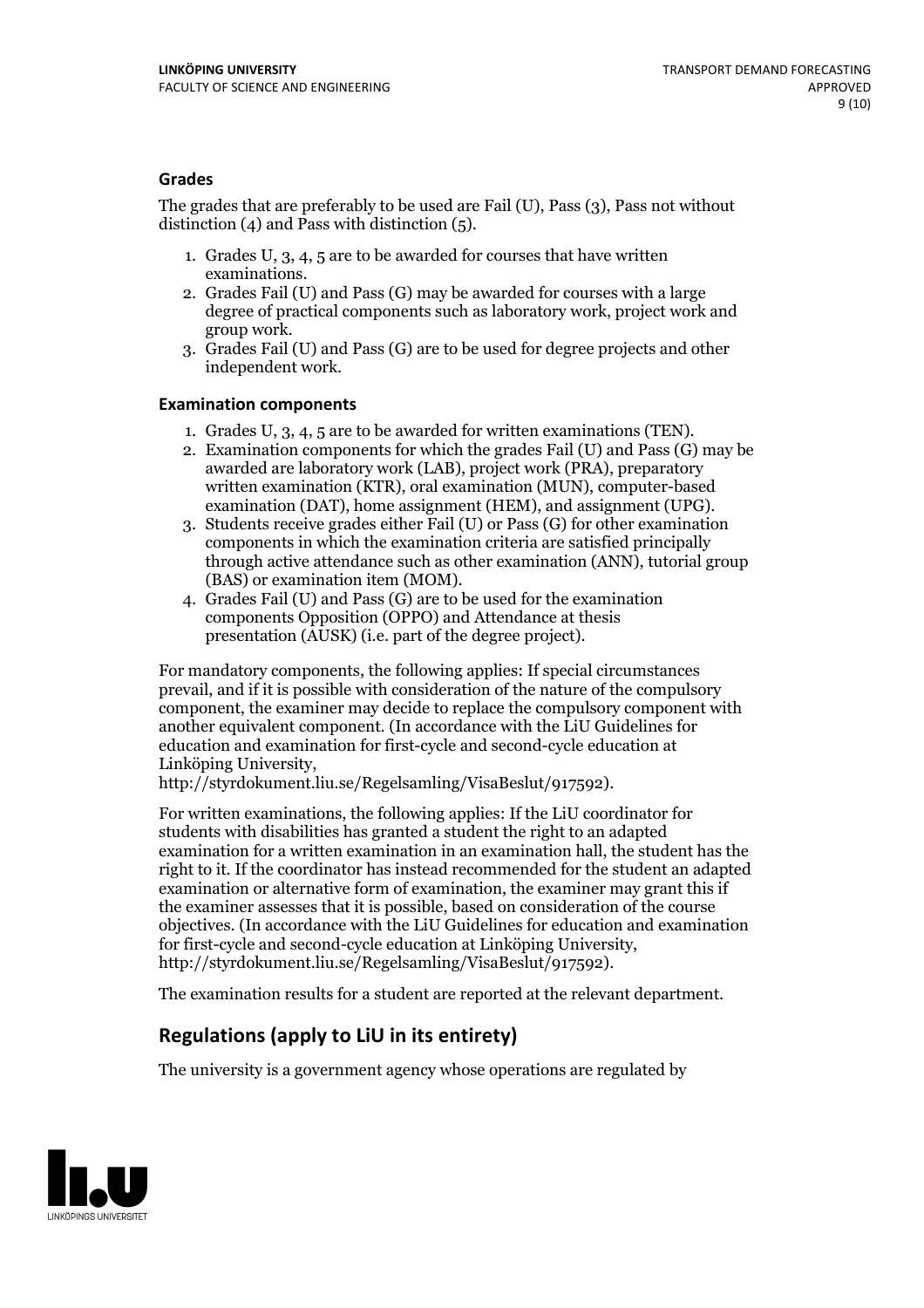### Grades

The grades that are preferably to be used are Fail (U), Pass (3), Pass not without distinction (4) and Pass with distinction (5).

1. Grades U, 3, 4, 5 are to be awarded for courses that have written examinations.
2. Grades Fail (U) and Pass (G) may be awarded for courses with a large degree of practical components such as laboratory work, project work and group work.
3. Grades Fail (U) and Pass (G) are to be used for degree projects and other independent work.

### Examination components

1. Grades U, 3, 4, 5 are to be awarded for written examinations (TEN).
2. Examination components for which the grades Fail (U) and Pass (G) may be awarded are laboratory work (LAB), project work (PRA), preparatory written examination (KTR), oral examination (MUN), computer-based examination (DAT), home assignment (HEM), and assignment (UPG).
3. Students receive grades either Fail (U) or Pass (G) for other examination components in which the examination criteria are satisfied principally through active attendance such as other examination (ANN), tutorial group (BAS) or examination item (MOM).
4. Grades Fail (U) and Pass (G) are to be used for the examination components Opposition (OPPO) and Attendance at thesis presentation (AUSK) (i.e. part of the degree project).

For mandatory components, the following applies: If special circumstances prevail, and if it is possible with consideration of the nature of the compulsory component, the examiner may decide to replace the compulsory component with another equivalent component. (In accordance with the LiU Guidelines for education and examination for first-cycle and second-cycle education at Linköping University, http://styrdokument.liu.se/Regelsamling/VisaBeslut/917592).

For written examinations, the following applies: If the LiU coordinator for students with disabilities has granted a student the right to an adapted examination for a written examination in an examination hall, the student has the right to it. If the coordinator has instead recommended for the student an adapted examination or alternative form of examination, the examiner may grant this if the examiner assesses that it is possible, based on consideration of the course objectives. (In accordance with the LiU Guidelines for education and examination for first-cycle and second-cycle education at Linköping University, http://styrdokument.liu.se/Regelsamling/VisaBeslut/917592).

The examination results for a student are reported at the relevant department.

## Regulations (apply to LiU in its entirety)

The university is a government agency whose operations are regulated by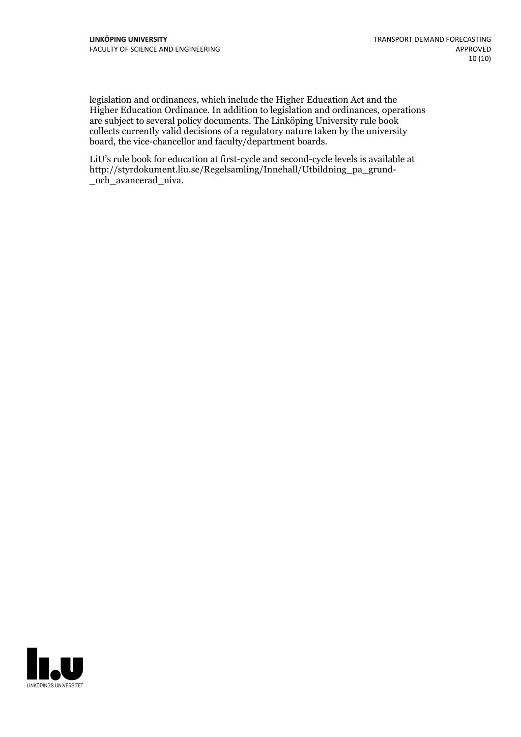legislation and ordinances, which include the Higher Education Act and the Higher Education Ordinance. In addition to legislation and ordinances, operations are subject to several policy documents. The Linköping University rule book collects currently valid decisions of a regulatory nature taken by the university board, the vice-chancellor and faculty/department boards.

LiU's rule book for education at first-cycle and second-cycle levels is available at http://styrdokument.liu.se/Regelsamling/Innehall/Utbildning_pa_grund-_och_avancerad_niva.